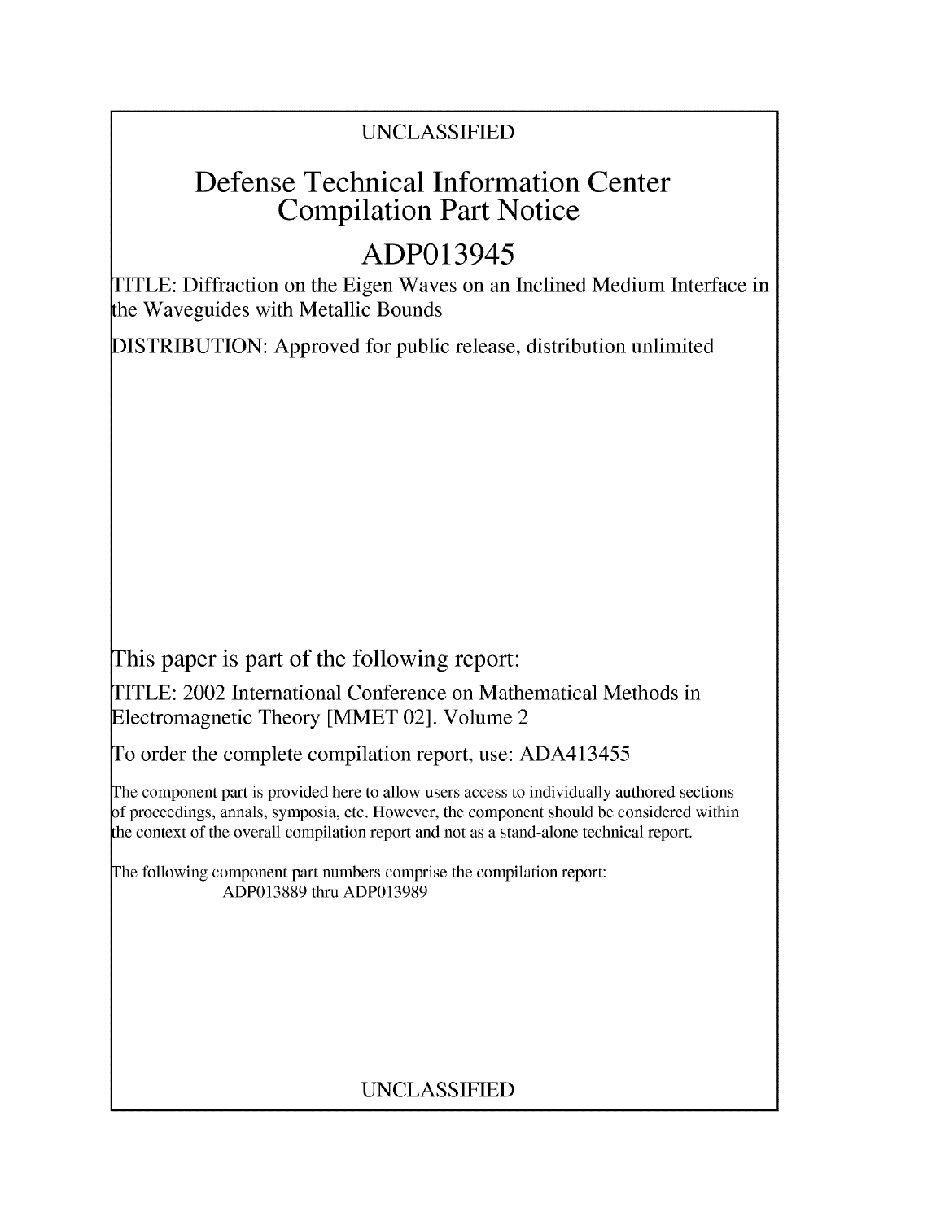UNCLASSIFIED

# Defense Technical Information Center Compilation Part Notice

## ADP013945

TITLE: Diffraction on the Eigen Waves on an Inclined Medium Interface in the Waveguides with Metallic Bounds

DISTRIBUTION: Approved for public release, distribution unlimited

This paper is part of the following report:

TITLE: 2002 International Conference on Mathematical Methods in Electromagnetic Theory [MMET 02]. Volume 2

To order the complete compilation report, use: ADA413455

The component part is provided here to allow users access to individually authored sections of proceedings, annals, symposia, etc. However, the component should be considered within the context of the overall compilation report and not as a stand-alone technical report.

The following component part numbers comprise the compilation report:
ADP013889 thru ADP013989

UNCLASSIFIED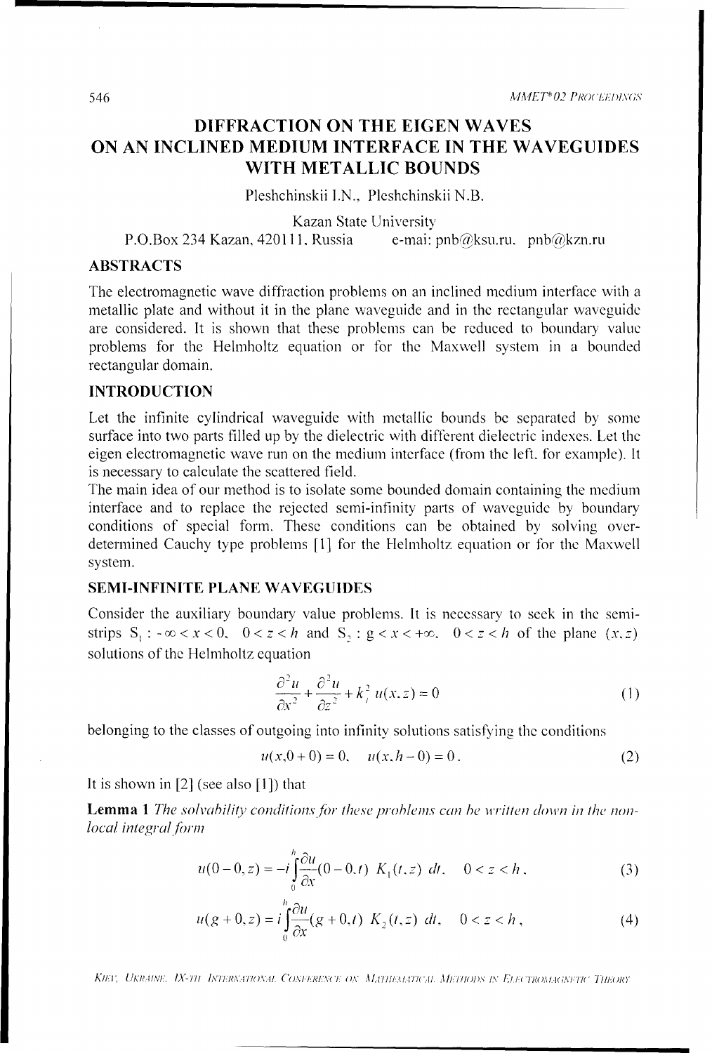# DIFFRACTION ON THE EIGEN WAVES ON AN INCLINED MEDIUM INTERFACE IN THE WAVEGUIDES WITH METALLIC BOUNDS

Pleshchinskii I.N., Pleshchinskii N.B.

Kazan State University

P.O.Box 234 Kazan, 420111, Russia e-mai: pnb@ksu.ru, pnb@kzn.ru

## ABSTRACTS

The electromagnetic wave diffraction problems on an inclined medium interface with a metallic plate and without it in the plane waveguide and in the rectangular waveguide are considered. It is shown that these problems can be reduced to boundary value problems for the Helmholtz equation or for the Maxwell system in a bounded rectangular domain.

## INTRODUCTION

Let the infinite cylindrical waveguide with metallic bounds be separated by some surface into two parts filled up by the dielectric with different dielectric indexes. Let the eigen electromagnetic wave run on the medium interface (from the left, for example). It is necessary to calculate the scattered field.

The main idea of our method is to isolate some bounded domain containing the medium interface and to replace the rejected semi-infinity parts of waveguide by boundary conditions of special form. These conditions can be obtained by solving over-determined Cauchy type problems [1] for the Helmholtz equation or for the Maxwell system.

## SEMI-INFINITE PLANE WAVEGUIDES

Consider the auxiliary boundary value problems. It is necessary to seek in the semi-strips $S_1 : -\infty < x < 0,\ \ 0 < z < h$ and $S_2 : g < x < +\infty,\ \ 0 < z < h$ of the plane $(x, z)$ solutions of the Helmholtz equation

$$\frac{\partial^2 u}{\partial x^2} + \frac{\partial^2 u}{\partial z^2} + k_j^2\ u(x, z) = 0 \tag{1}$$

belonging to the classes of outgoing into infinity solutions satisfying the conditions

$$u(x, 0+0) = 0,\quad u(x, h-0) = 0. \tag{2}$$

It is shown in [2] (see also [1]) that

**Lemma 1** *The solvability conditions for these problems can be written down in the non-local integral form*

$$u(0-0, z) = -i \int_0^h \frac{\partial u}{\partial x}(0-0, t)\ K_1(t, z)\ dt,\quad 0 < z < h, \tag{3}$$

$$u(g+0, z) = i \int_0^h \frac{\partial u}{\partial x}(g+0, t)\ K_2(t, z)\ dt,\quad 0 < z < h, \tag{4}$$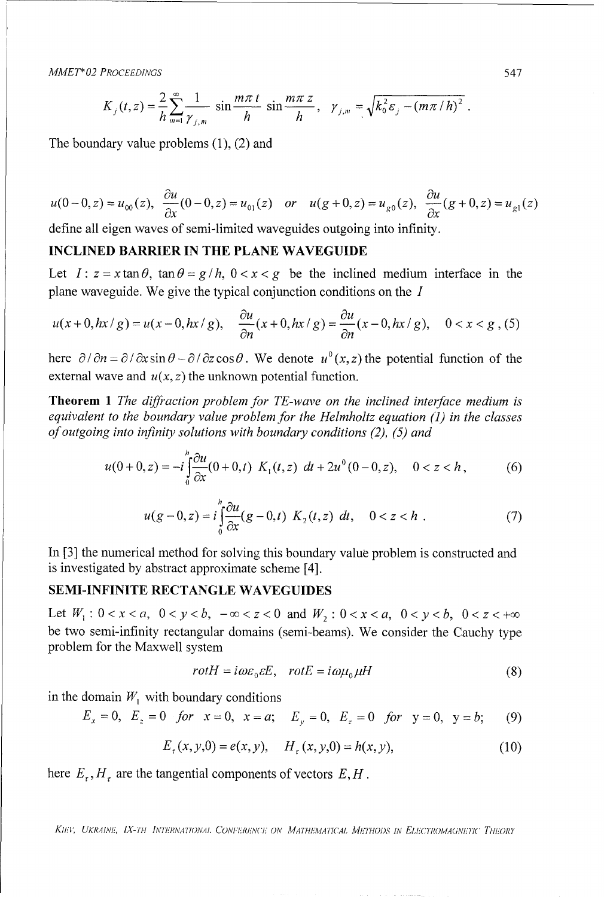$$K_j(t,z) = \frac{2}{h}\sum_{m=1}^{\infty}\frac{1}{\gamma_{j,m}}\sin\frac{m\pi t}{h}\sin\frac{m\pi z}{h}, \quad \gamma_{j,m} = \sqrt{k_0^2\varepsilon_j - (m\pi/h)^2}\,.$$

The boundary value problems (1), (2) and

$$u(0-0,z) = u_{00}(z), \quad \frac{\partial u}{\partial x}(0-0,z) = u_{01}(z) \quad or \quad u(g+0,z) = u_{g0}(z), \quad \frac{\partial u}{\partial x}(g+0,z) = u_{g1}(z)$$

define all eigen waves of semi-limited waveguides outgoing into infinity.

## INCLINED BARRIER IN THE PLANE WAVEGUIDE

Let $I: \; z = x\tan\theta, \; \tan\theta = g/h, \; 0 < x < g$ be the inclined medium interface in the plane waveguide. We give the typical conjunction conditions on the $I$

$$u(x+0, hx/g) = u(x-0, hx/g), \quad \frac{\partial u}{\partial n}(x+0, hx/g) = \frac{\partial u}{\partial n}(x-0, hx/g), \quad 0 < x < g\,, \tag{5}$$

here $\partial/\partial n = \partial/\partial x \sin\theta - \partial/\partial z \cos\theta$. We denote $u^0(x,z)$ the potential function of the external wave and $u(x,z)$ the unknown potential function.

**Theorem 1** *The diffraction problem for TE-wave on the inclined interface medium is equivalent to the boundary value problem for the Helmholtz equation (1) in the classes of outgoing into infinity solutions with boundary conditions (2), (5) and*

$$u(0+0,z) = -i\int_0^h \frac{\partial u}{\partial x}(0+0,t)\; K_1(t,z)\; dt + 2u^0(0-0,z), \quad 0 < z < h\,, \tag{6}$$

$$u(g-0,z) = i\int_0^h \frac{\partial u}{\partial x}(g-0,t)\; K_2(t,z)\; dt, \quad 0 < z < h\,. \tag{7}$$

In [3] the numerical method for solving this boundary value problem is constructed and is investigated by abstract approximate scheme [4].

## SEMI-INFINITE RECTANGLE WAVEGUIDES

Let $W_1: \; 0 < x < a, \; 0 < y < b, \; -\infty < z < 0$ and $W_2: \; 0 < x < a, \; 0 < y < b, \; 0 < z < +\infty$ be two semi-infinity rectangular domains (semi-beams). We consider the Cauchy type problem for the Maxwell system

$$rotH = i\omega\varepsilon_0\varepsilon E, \quad rotE = i\omega\mu_0\mu H \tag{8}$$

in the domain $W_1$ with boundary conditions

$$E_x = 0, \; E_z = 0 \; \text{ for } \; x = 0, \; x = a; \quad E_y = 0, \; E_z = 0 \; \text{ for } \; y = 0, \; y = b; \tag{9}$$

$$E_\tau(x,y,0) = e(x,y), \quad H_\tau(x,y,0) = h(x,y), \tag{10}$$

here $E_\tau, H_\tau$ are the tangential components of vectors $E, H$.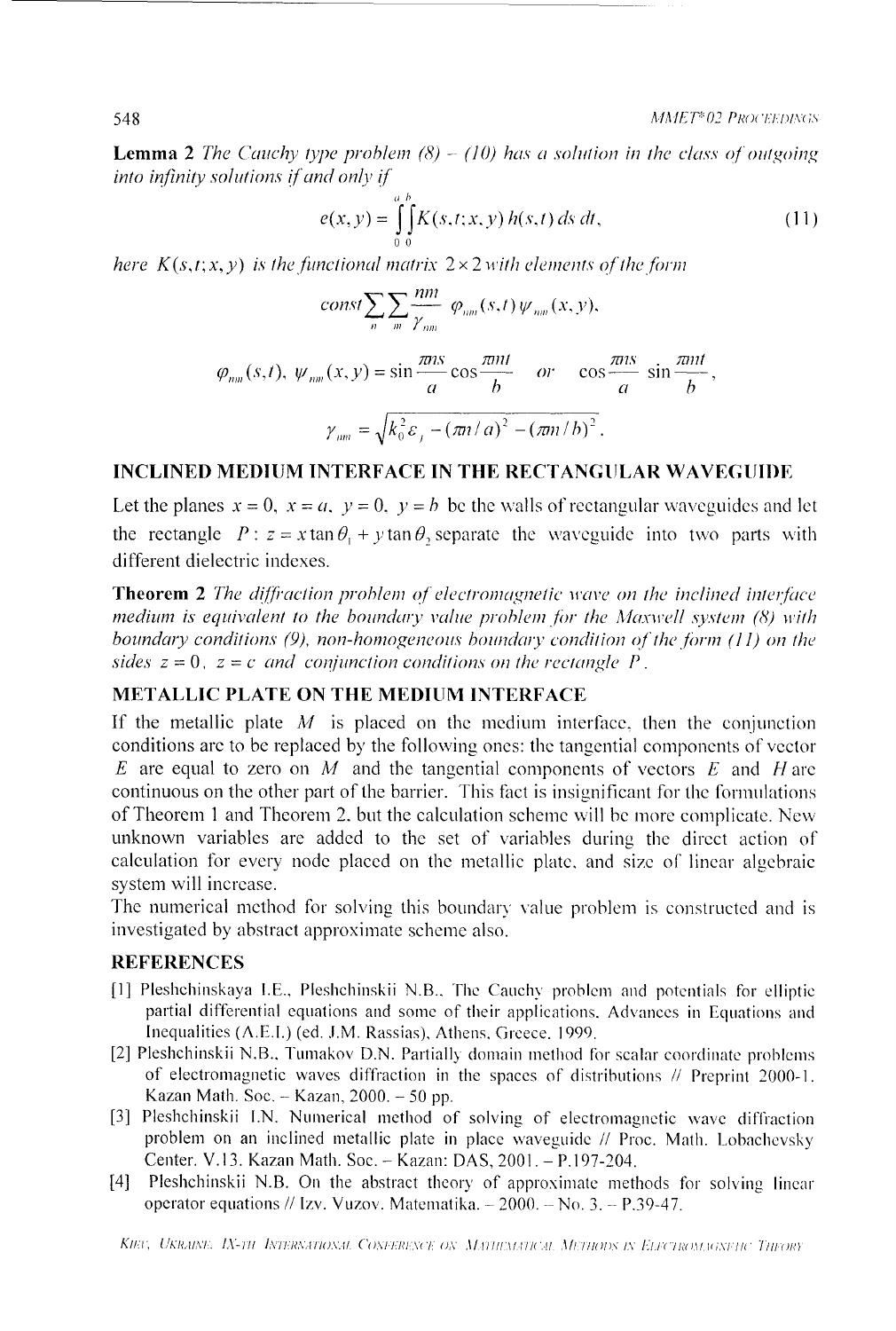**Lemma 2** *The Cauchy type problem (8) – (10) has a solution in the class of outgoing into infinity solutions if and only if*

$$e(x,y) = \int_0^a \int_0^b K(s,t;x,y)\, h(s,t)\, ds\, dt, \tag{11}$$

*here $K(s,t;x,y)$ is the functional matrix $2\times 2$ with elements of the form*

$$const \sum_n \sum_m \frac{nm}{\gamma_{nm}} \varphi_{nm}(s,t)\, \psi_{nm}(x,y),$$

$$\varphi_{nm}(s,t),\ \psi_{nm}(x,y) = \sin\frac{\pi n s}{a}\cos\frac{\pi m t}{b} \quad or \quad \cos\frac{\pi n s}{a}\sin\frac{\pi m t}{b},$$

$$\gamma_{nm} = \sqrt{k_0^2 \varepsilon_j - (\pi n/a)^2 - (\pi m/b)^2}\,.$$

## INCLINED MEDIUM INTERFACE IN THE RECTANGULAR WAVEGUIDE

Let the planes $x = 0$, $x = a$, $y = 0$, $y = b$ be the walls of rectangular waveguides and let the rectangle $P: z = x\tan\theta_1 + y\tan\theta_2$ separate the waveguide into two parts with different dielectric indexes.

**Theorem 2** *The diffraction problem of electromagnetic wave on the inclined interface medium is equivalent to the boundary value problem for the Maxwell system (8) with boundary conditions (9), non-homogeneous boundary condition of the form (11) on the sides $z = 0$, $z = c$ and conjunction conditions on the rectangle $P$.*

## METALLIC PLATE ON THE MEDIUM INTERFACE

If the metallic plate $M$ is placed on the medium interface, then the conjunction conditions are to be replaced by the following ones: the tangential components of vector $E$ are equal to zero on $M$ and the tangential components of vectors $E$ and $H$ are continuous on the other part of the barrier. This fact is insignificant for the formulations of Theorem 1 and Theorem 2, but the calculation scheme will be more complicate. New unknown variables are added to the set of variables during the direct action of calculation for every node placed on the metallic plate, and size of linear algebraic system will increase.

The numerical method for solving this boundary value problem is constructed and is investigated by abstract approximate scheme also.

## REFERENCES

[1] Pleshchinskaya I.E., Pleshchinskii N.B., The Cauchy problem and potentials for elliptic partial differential equations and some of their applications. Advances in Equations and Inequalities (A.E.I.) (ed. J.M. Rassias), Athens, Greece, 1999.

[2] Pleshchinskii N.B., Tumakov D.N. Partially domain method for scalar coordinate problems of electromagnetic waves diffraction in the spaces of distributions // Preprint 2000-1. Kazan Math. Soc. – Kazan, 2000. – 50 pp.

[3] Pleshchinskii I.N. Numerical method of solving of electromagnetic wave diffraction problem on an inclined metallic plate in place waveguide // Proc. Math. Lobachevsky Center. V.13. Kazan Math. Soc. – Kazan: DAS, 2001. – P.197-204.

[4] Pleshchinskii N.B. On the abstract theory of approximate methods for solving linear operator equations // Izv. Vuzov. Matematika. – 2000. – No. 3. – P.39-47.